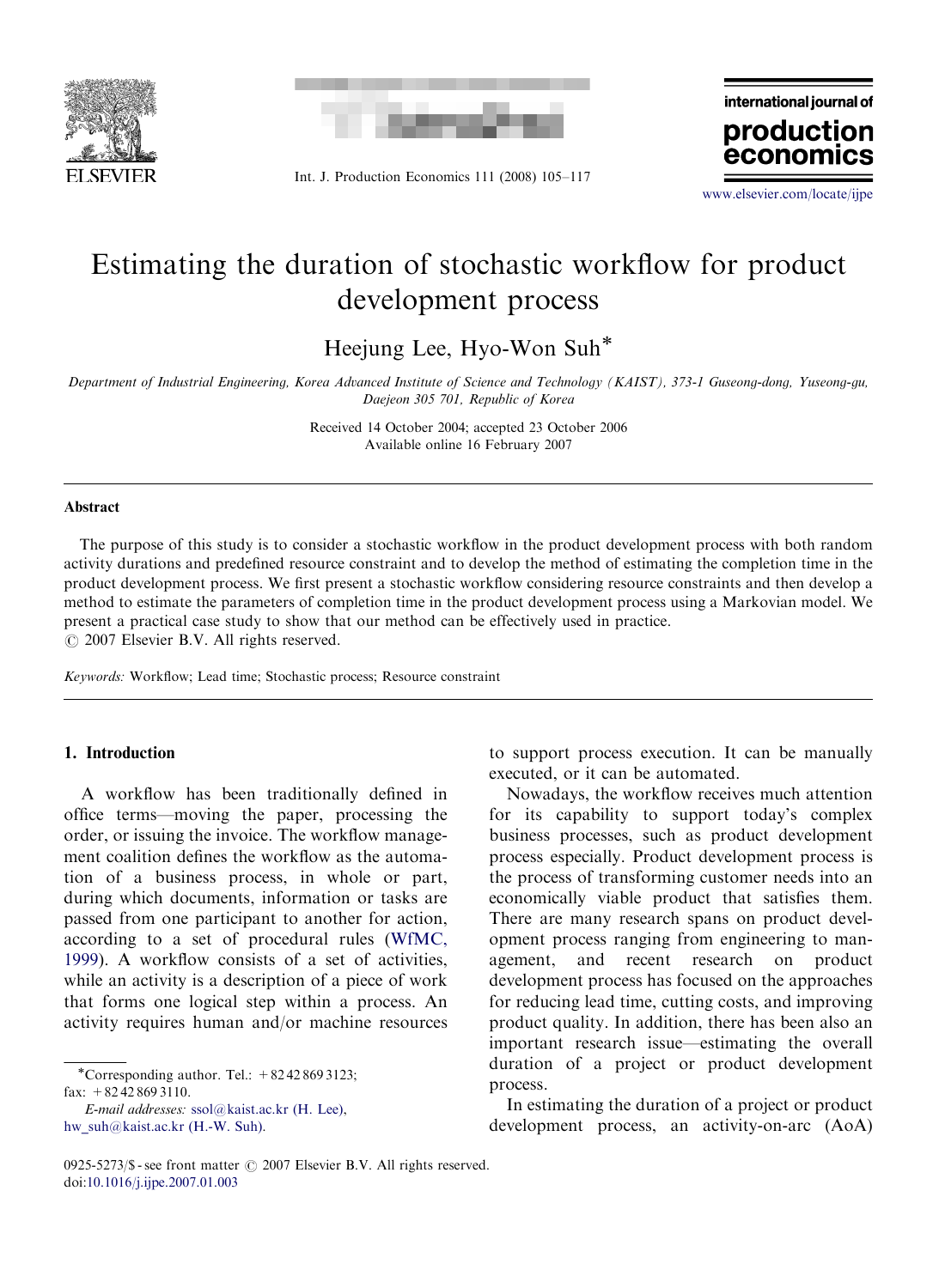// Estimating the duration of stochastic workflow for product development process

Heejung Lee, Hyo-Won Suh*

Department of Industrial Engineering, Korea Advanced Institute of Science and Technology (KAIST), 373-1 Guseong-dong, Yuseong-gu, Daejeon 305 701, Republic of Korea

Received 14 October 2004; accepted 23 October 2006
Available online 16 February 2007

## Abstract

The purpose of this study is to consider a stochastic workflow in the product development process with both random activity durations and predefined resource constraint and to develop the method of estimating the completion time in the product development process. We first present a stochastic workflow considering resource constraints and then develop a method to estimate the parameters of completion time in the product development process using a Markovian model. We present a practical case study to show that our method can be effectively used in practice.

© 2007 Elsevier B.V. All rights reserved.

*Keywords:* Workflow; Lead time; Stochastic process; Resource constraint

## 1. Introduction

A workflow has been traditionally defined in office terms—moving the paper, processing the order, or issuing the invoice. The workflow management coalition defines the workflow as the automation of a business process, in whole or part, during which documents, information or tasks are passed from one participant to another for action, according to a set of procedural rules (WfMC, 1999). A workflow consists of a set of activities, while an activity is a description of a piece of work that forms one logical step within a process. An activity requires human and/or machine resources to support process execution. It can be manually executed, or it can be automated.

Nowadays, the workflow receives much attention for its capability to support today's complex business processes, such as product development process especially. Product development process is the process of transforming customer needs into an economically viable product that satisfies them. There are many research spans on product development process ranging from engineering to management, and recent research on product development process has focused on the approaches for reducing lead time, cutting costs, and improving product quality. In addition, there has been also an important research issue—estimating the overall duration of a project or product development process.

In estimating the duration of a project or product development process, an activity-on-arc (AoA)

---

*Corresponding author. Tel.: +82 42 869 3123; fax: +82 42 869 3110.

*E-mail addresses:* ssol@kaist.ac.kr (H. Lee), hw_suh@kaist.ac.kr (H.-W. Suh).

0925-5273/$ - see front matter © 2007 Elsevier B.V. All rights reserved.
doi:10.1016/j.ijpe.2007.01.003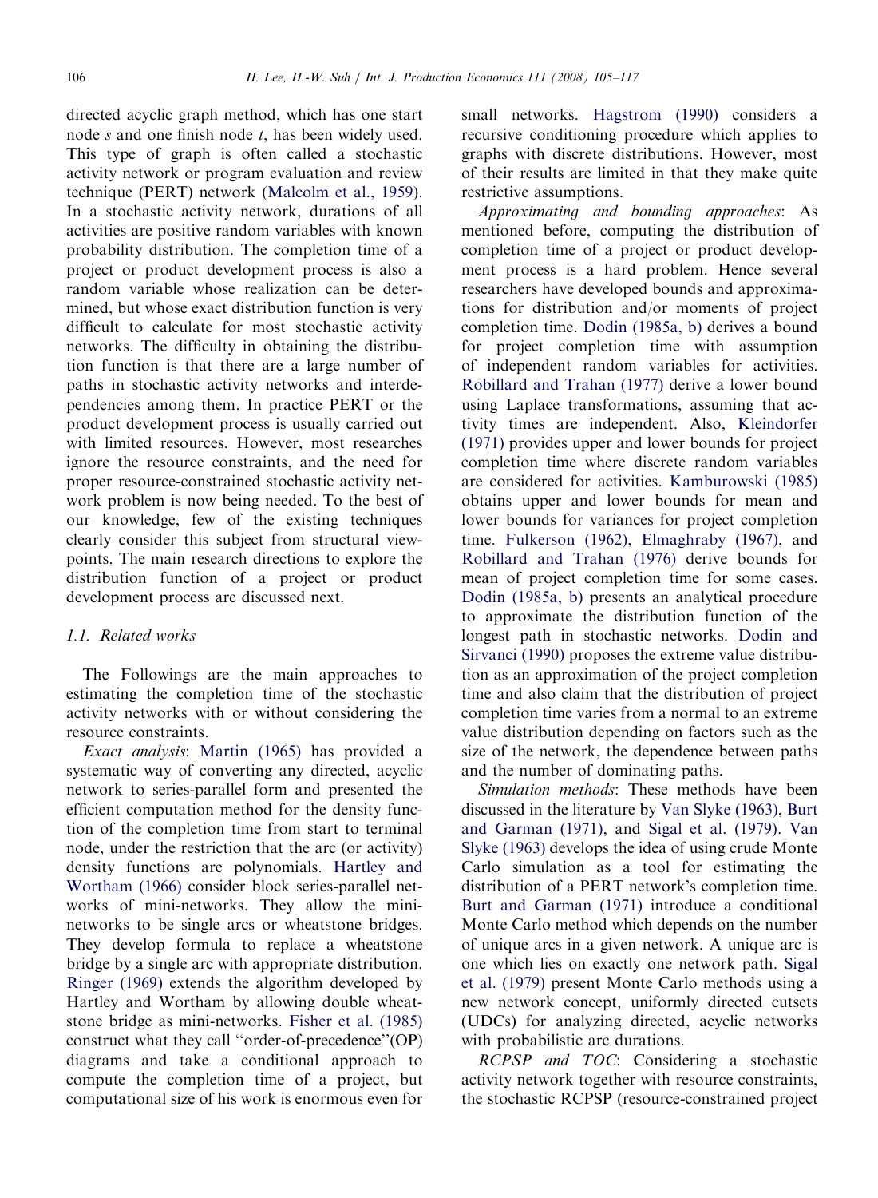directed acyclic graph method, which has one start node $s$ and one finish node $t$, has been widely used. This type of graph is often called a stochastic activity network or program evaluation and review technique (PERT) network (Malcolm et al., 1959). In a stochastic activity network, durations of all activities are positive random variables with known probability distribution. The completion time of a project or product development process is also a random variable whose realization can be determined, but whose exact distribution function is very difficult to calculate for most stochastic activity networks. The difficulty in obtaining the distribution function is that there are a large number of paths in stochastic activity networks and interdependencies among them. In practice PERT or the product development process is usually carried out with limited resources. However, most researches ignore the resource constraints, and the need for proper resource-constrained stochastic activity network problem is now being needed. To the best of our knowledge, few of the existing techniques clearly consider this subject from structural viewpoints. The main research directions to explore the distribution function of a project or product development process are discussed next.

### 1.1. Related works

The Followings are the main approaches to estimating the completion time of the stochastic activity networks with or without considering the resource constraints.

*Exact analysis*: Martin (1965) has provided a systematic way of converting any directed, acyclic network to series-parallel form and presented the efficient computation method for the density function of the completion time from start to terminal node, under the restriction that the arc (or activity) density functions are polynomials. Hartley and Wortham (1966) consider block series-parallel networks of mini-networks. They allow the mini-networks to be single arcs or wheatstone bridges. They develop formula to replace a wheatstone bridge by a single arc with appropriate distribution. Ringer (1969) extends the algorithm developed by Hartley and Wortham by allowing double wheatstone bridge as mini-networks. Fisher et al. (1985) construct what they call "order-of-precedence"(OP) diagrams and take a conditional approach to compute the completion time of a project, but computational size of his work is enormous even for small networks. Hagstrom (1990) considers a recursive conditioning procedure which applies to graphs with discrete distributions. However, most of their results are limited in that they make quite restrictive assumptions.

*Approximating and bounding approaches*: As mentioned before, computing the distribution of completion time of a project or product development process is a hard problem. Hence several researchers have developed bounds and approximations for distribution and/or moments of project completion time. Dodin (1985a, b) derives a bound for project completion time with assumption of independent random variables for activities. Robillard and Trahan (1977) derive a lower bound using Laplace transformations, assuming that activity times are independent. Also, Kleindorfer (1971) provides upper and lower bounds for project completion time where discrete random variables are considered for activities. Kamburowski (1985) obtains upper and lower bounds for mean and lower bounds for variances for project completion time. Fulkerson (1962), Elmaghraby (1967), and Robillard and Trahan (1976) derive bounds for mean of project completion time for some cases. Dodin (1985a, b) presents an analytical procedure to approximate the distribution function of the longest path in stochastic networks. Dodin and Sirvanci (1990) proposes the extreme value distribution as an approximation of the project completion time and also claim that the distribution of project completion time varies from a normal to an extreme value distribution depending on factors such as the size of the network, the dependence between paths and the number of dominating paths.

*Simulation methods*: These methods have been discussed in the literature by Van Slyke (1963), Burt and Garman (1971), and Sigal et al. (1979). Van Slyke (1963) develops the idea of using crude Monte Carlo simulation as a tool for estimating the distribution of a PERT network's completion time. Burt and Garman (1971) introduce a conditional Monte Carlo method which depends on the number of unique arcs in a given network. A unique arc is one which lies on exactly one network path. Sigal et al. (1979) present Monte Carlo methods using a new network concept, uniformly directed cutsets (UDCs) for analyzing directed, acyclic networks with probabilistic arc durations.

*RCPSP and TOC*: Considering a stochastic activity network together with resource constraints, the stochastic RCPSP (resource-constrained project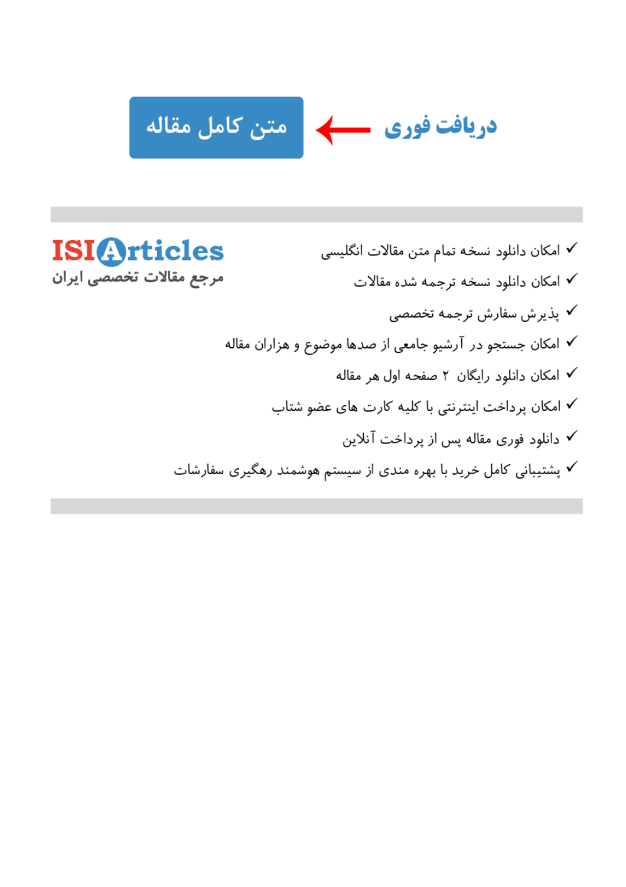دریافت فوری ← متن کامل مقاله

**ISIArticles**
مرجع مقالات تخصصی ایران

- ✓ امکان دانلود نسخه تمام متن مقالات انگلیسی
- ✓ امکان دانلود نسخه ترجمه شده مقالات
- ✓ پذیرش سفارش ترجمه تخصصی
- ✓ امکان جستجو در آرشیو جامعی از صدها موضوع و هزاران مقاله
- ✓ امکان دانلود رایگان ۲ صفحه اول هر مقاله
- ✓ امکان پرداخت اینترنتی با کلیه کارت های عضو شتاب
- ✓ دانلود فوری مقاله پس از پرداخت آنلاین
- ✓ پشتیبانی کامل خرید با بهره مندی از سیستم هوشمند رهگیری سفارشات